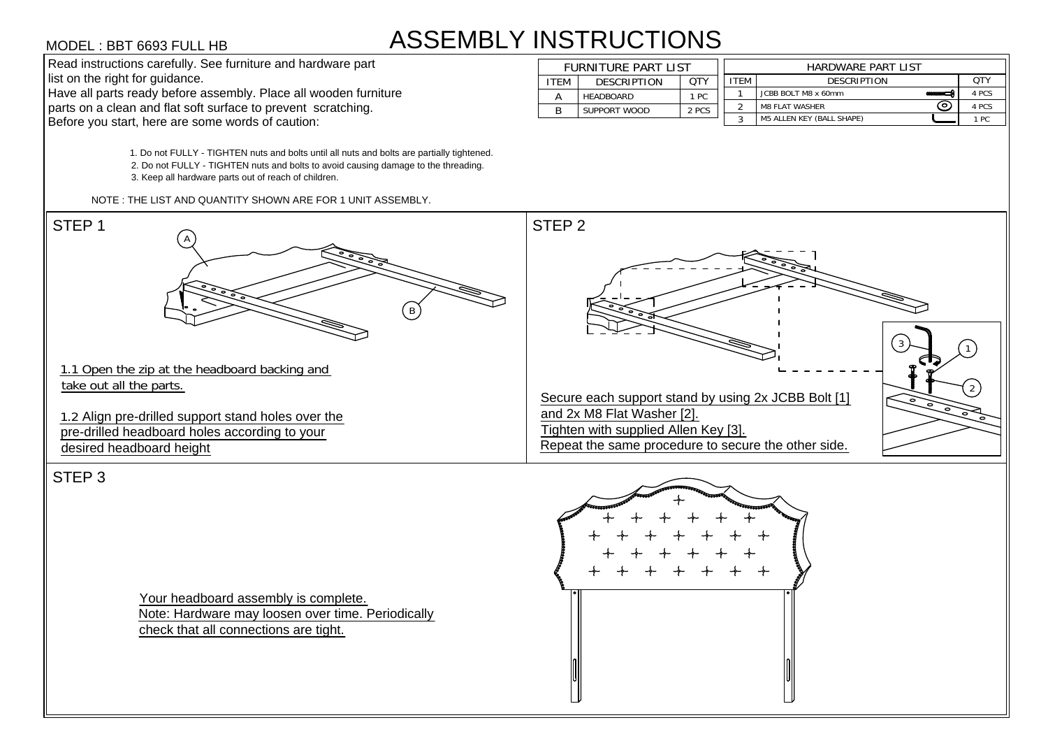MODEL : BBT 6693 FULL HB

# ASSEMBLY INSTRUCTIONS

Read instructions carefully. See furniture and hardware part list on the right for guidance.
Have all parts ready before assembly. Place all wooden furniture parts on a clean and flat soft surface to prevent scratching.
Before you start, here are some words of caution:

1. Do not FULLY - TIGHTEN nuts and bolts until all nuts and bolts are partially tightened.
2. Do not FULLY - TIGHTEN nuts and bolts to avoid causing damage to the threading.
3. Keep all hardware parts out of reach of children.

NOTE : THE LIST AND QUANTITY SHOWN ARE FOR 1 UNIT ASSEMBLY.

**FURNITURE PART LIST**

| ITEM | DESCRIPTION | QTY |
|---|---|---|
| A | HEADBOARD | 1 PC |
| B | SUPPORT WOOD | 2 PCS |

**HARDWARE PART LIST**

| ITEM | DESCRIPTION | QTY |
|---|---|---|
| 1 | JCBB BOLT M8 x 60mm | 4 PCS |
| 2 | M8 FLAT WASHER | 4 PCS |
| 3 | M5 ALLEN KEY (BALL SHAPE) | 1 PC |

## STEP 1

A

B

1.1 Open the zip at the headboard backing and take out all the parts.

1.2 Align pre-drilled support stand holes over the pre-drilled headboard holes according to your desired headboard height

## STEP 2

3

1

2

Secure each support stand by using 2x JCBB Bolt [1] and 2x M8 Flat Washer [2].
Tighten with supplied Allen Key [3].
Repeat the same procedure to secure the other side.

## STEP 3

Your headboard assembly is complete.
Note: Hardware may loosen over time. Periodically check that all connections are tight.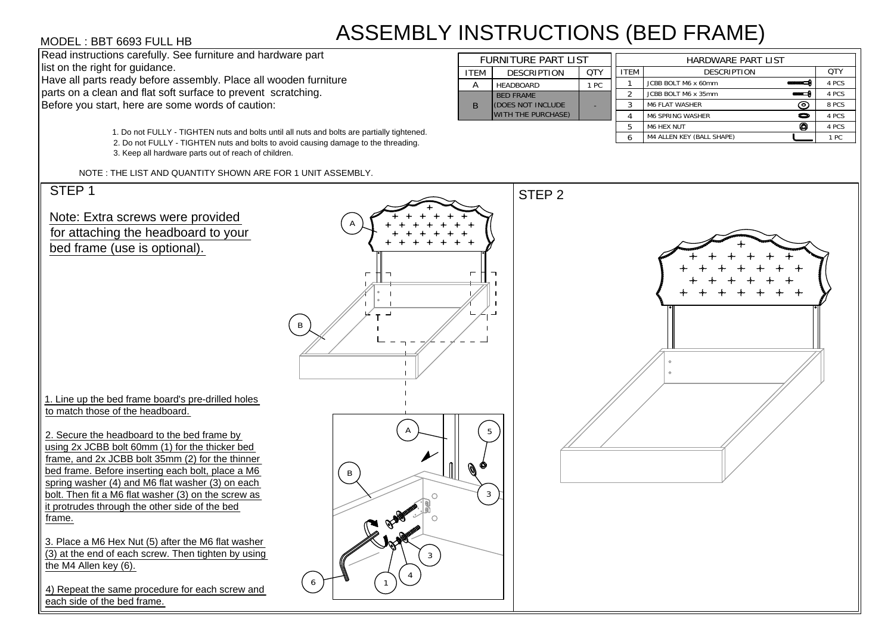MODEL : BBT 6693 FULL HB

# ASSEMBLY INSTRUCTIONS (BED FRAME)

Read instructions carefully. See furniture and hardware part list on the right for guidance.
Have all parts ready before assembly. Place all wooden furniture parts on a clean and flat soft surface to prevent scratching.
Before you start, here are some words of caution:

1. Do not FULLY - TIGHTEN nuts and bolts until all nuts and bolts are partially tightened.
2. Do not FULLY - TIGHTEN nuts and bolts to avoid causing damage to the threading.
3. Keep all hardware parts out of reach of children.

NOTE : THE LIST AND QUANTITY SHOWN ARE FOR 1 UNIT ASSEMBLY.

| FURNITURE PART LIST | | |
|---|---|---|
| ITEM | DESCRIPTION | QTY |
| A | HEADBOARD | 1 PC |
| B | BED FRAME (DOES NOT INCLUDE WITH THE PURCHASE) | - |

| HARDWARE PART LIST | | |
|---|---|---|
| ITEM | DESCRIPTION | QTY |
| 1 | JCBB BOLT M6 x 60mm | 4 PCS |
| 2 | JCBB BOLT M6 x 35mm | 4 PCS |
| 3 | M6 FLAT WASHER | 8 PCS |
| 4 | M6 SPRING WASHER | 4 PCS |
| 5 | M6 HEX NUT | 4 PCS |
| 6 | M4 ALLEN KEY (BALL SHAPE) | 1 PC |

## STEP 1

Note: Extra screws were provided for attaching the headboard to your bed frame (use is optional).

1. Line up the bed frame board's pre-drilled holes to match those of the headboard.

2. Secure the headboard to the bed frame by using 2x JCBB bolt 60mm (1) for the thicker bed frame, and 2x JCBB bolt 35mm (2) for the thinner bed frame. Before inserting each bolt, place a M6 spring washer (4) and M6 flat washer (3) on each bolt. Then fit a M6 flat washer (3) on the screw as it protrudes through the other side of the bed frame.

3. Place a M6 Hex Nut (5) after the M6 flat washer (3) at the end of each screw. Then tighten by using the M4 Allen key (6).

4) Repeat the same procedure for each screw and each side of the bed frame.

## STEP 2